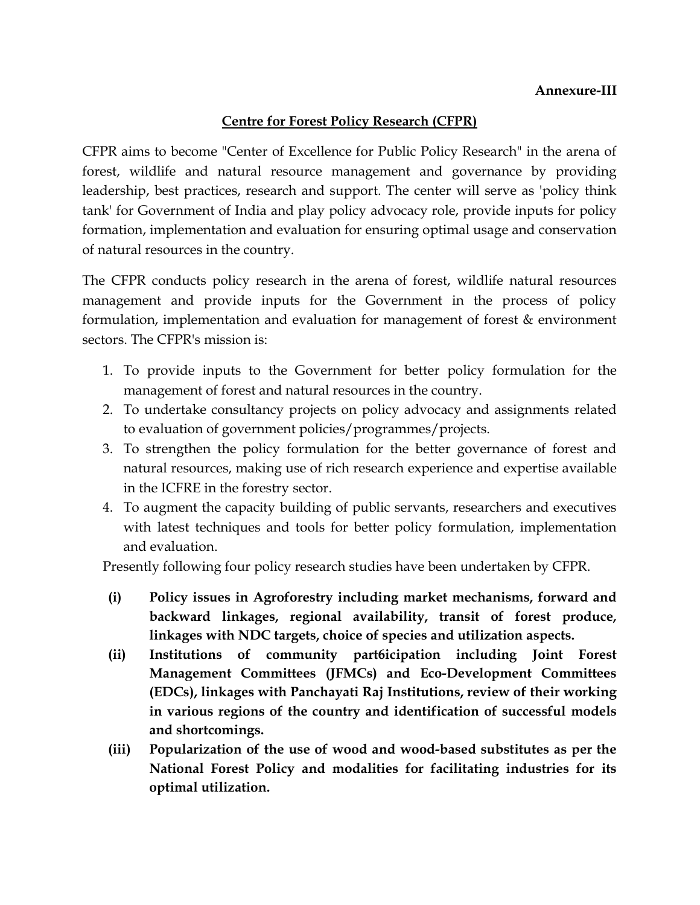**Annexure-III**

## Centre for Forest Policy Research (CFPR)

CFPR aims to become "Center of Excellence for Public Policy Research" in the arena of forest, wildlife and natural resource management and governance by providing leadership, best practices, research and support. The center will serve as 'policy think tank' for Government of India and play policy advocacy role, provide inputs for policy formation, implementation and evaluation for ensuring optimal usage and conservation of natural resources in the country.

The CFPR conducts policy research in the arena of forest, wildlife natural resources management and provide inputs for the Government in the process of policy formulation, implementation and evaluation for management of forest & environment sectors. The CFPR's mission is:

1. To provide inputs to the Government for better policy formulation for the management of forest and natural resources in the country.
2. To undertake consultancy projects on policy advocacy and assignments related to evaluation of government policies/programmes/projects.
3. To strengthen the policy formulation for the better governance of forest and natural resources, making use of rich research experience and expertise available in the ICFRE in the forestry sector.
4. To augment the capacity building of public servants, researchers and executives with latest techniques and tools for better policy formulation, implementation and evaluation.

Presently following four policy research studies have been undertaken by CFPR.

- **(i)** **Policy issues in Agroforestry including market mechanisms, forward and backward linkages, regional availability, transit of forest produce, linkages with NDC targets, choice of species and utilization aspects.**
- **(ii)** **Institutions of community part6icipation including Joint Forest Management Committees (JFMCs) and Eco-Development Committees (EDCs), linkages with Panchayati Raj Institutions, review of their working in various regions of the country and identification of successful models and shortcomings.**
- **(iii)** **Popularization of the use of wood and wood-based substitutes as per the National Forest Policy and modalities for facilitating industries for its optimal utilization.**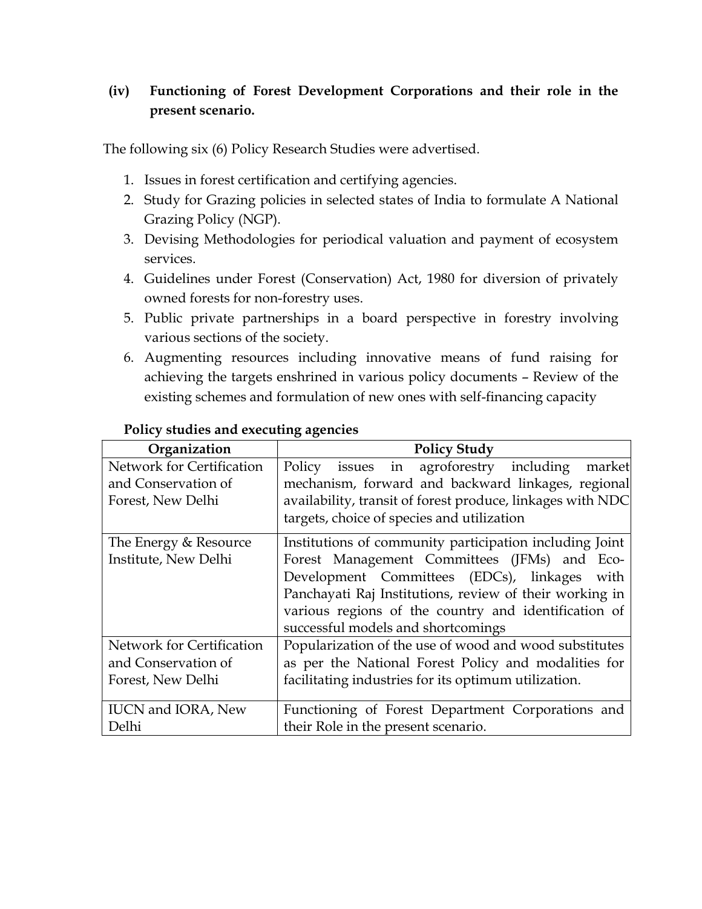**(iv) Functioning of Forest Development Corporations and their role in the present scenario.**

The following six (6) Policy Research Studies were advertised.

1. Issues in forest certification and certifying agencies.
2. Study for Grazing policies in selected states of India to formulate A National Grazing Policy (NGP).
3. Devising Methodologies for periodical valuation and payment of ecosystem services.
4. Guidelines under Forest (Conservation) Act, 1980 for diversion of privately owned forests for non-forestry uses.
5. Public private partnerships in a board perspective in forestry involving various sections of the society.
6. Augmenting resources including innovative means of fund raising for achieving the targets enshrined in various policy documents – Review of the existing schemes and formulation of new ones with self-financing capacity

**Policy studies and executing agencies**

| Organization | Policy Study |
|---|---|
| Network for Certification and Conservation of Forest, New Delhi | Policy issues in agroforestry including market mechanism, forward and backward linkages, regional availability, transit of forest produce, linkages with NDC targets, choice of species and utilization |
| The Energy & Resource Institute, New Delhi | Institutions of community participation including Joint Forest Management Committees (JFMs) and Eco-Development Committees (EDCs), linkages with Panchayati Raj Institutions, review of their working in various regions of the country and identification of successful models and shortcomings |
| Network for Certification and Conservation of Forest, New Delhi | Popularization of the use of wood and wood substitutes as per the National Forest Policy and modalities for facilitating industries for its optimum utilization. |
| IUCN and IORA, New Delhi | Functioning of Forest Department Corporations and their Role in the present scenario. |